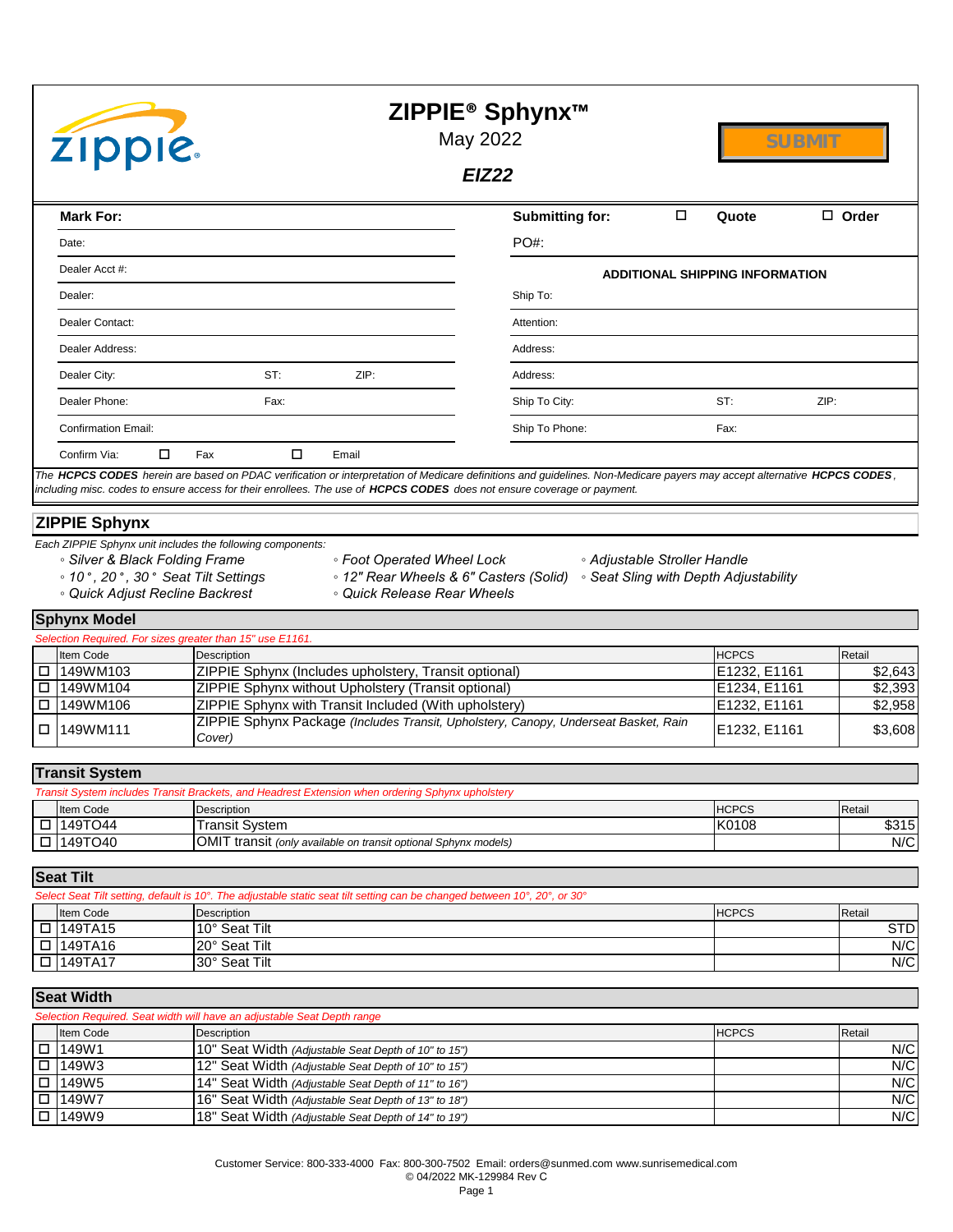# ZIPPIE® Sphynx™

May 2022

***EIZ22***

SUBMIT

| **Mark For:** | | | **Submitting for:** ☐ **Quote** ☐ **Order** | | |
|---|---|---|---|---|---|
| Date: | | | PO#: | | |
| Dealer Acct #: | | | **ADDITIONAL SHIPPING INFORMATION** | | |
| Dealer: | | | Ship To: | | |
| Dealer Contact: | | | Attention: | | |
| Dealer Address: | | | Address: | | |
| Dealer City: | ST: | ZIP: | Address: | | |
| Dealer Phone: | Fax: | | Ship To City: | ST: | ZIP: |
| Confirmation Email: | | | Ship To Phone: | Fax: | |
| Confirm Via: ☐ Fax | ☐ Email | | | | |

*The **HCPCS CODES** herein are based on PDAC verification or interpretation of Medicare definitions and guidelines. Non-Medicare payers may accept alternative **HCPCS CODES**, including misc. codes to ensure access for their enrollees. The use of **HCPCS CODES** does not ensure coverage or payment.*

## ZIPPIE Sphynx

*Each ZIPPIE Sphynx unit includes the following components:*

- *Silver & Black Folding Frame*
- *10°, 20°, 30° Seat Tilt Settings*
- *Quick Adjust Recline Backrest*
- *Foot Operated Wheel Lock*
- *12" Rear Wheels & 6" Casters (Solid)*
- *Quick Release Rear Wheels*
- *Adjustable Stroller Handle*
- *Seat Sling with Depth Adjustability*

## Sphynx Model

*Selection Required. For sizes greater than 15" use E1161.*

| | Item Code | Description | HCPCS | Retail |
|---|---|---|---|---|
| ☐ | 149WM103 | ZIPPIE Sphynx (Includes upholstery, Transit optional) | E1232, E1161 | $2,643 |
| ☐ | 149WM104 | ZIPPIE Sphynx without Upholstery (Transit optional) | E1234, E1161 | $2,393 |
| ☐ | 149WM106 | ZIPPIE Sphynx with Transit Included (With upholstery) | E1232, E1161 | $2,958 |
| ☐ | 149WM111 | ZIPPIE Sphynx Package *(Includes Transit, Upholstery, Canopy, Underseat Basket, Rain Cover)* | E1232, E1161 | $3,608 |

## Transit System

*Transit System includes Transit Brackets, and Headrest Extension when ordering Sphynx upholstery*

| | Item Code | Description | HCPCS | Retail |
|---|---|---|---|---|
| ☐ | 149TO44 | Transit System | K0108 | $315 |
| ☐ | 149TO40 | OMIT transit *(only available on transit optional Sphynx models)* | | N/C |

## Seat Tilt

*Select Seat Tilt setting, default is 10°. The adjustable static seat tilt setting can be changed between 10°, 20°, or 30°*

| | Item Code | Description | HCPCS | Retail |
|---|---|---|---|---|
| ☐ | 149TA15 | 10° Seat Tilt | | STD |
| ☐ | 149TA16 | 20° Seat Tilt | | N/C |
| ☐ | 149TA17 | 30° Seat Tilt | | N/C |

## Seat Width

*Selection Required. Seat width will have an adjustable Seat Depth range*

| | Item Code | Description | HCPCS | Retail |
|---|---|---|---|---|
| ☐ | 149W1 | 10" Seat Width *(Adjustable Seat Depth of 10" to 15")* | | N/C |
| ☐ | 149W3 | 12" Seat Width *(Adjustable Seat Depth of 10" to 15")* | | N/C |
| ☐ | 149W5 | 14" Seat Width *(Adjustable Seat Depth of 11" to 16")* | | N/C |
| ☐ | 149W7 | 16" Seat Width *(Adjustable Seat Depth of 13" to 18")* | | N/C |
| ☐ | 149W9 | 18" Seat Width *(Adjustable Seat Depth of 14" to 19")* | | N/C |

Customer Service: 800-333-4000 Fax: 800-300-7502 Email: orders@sunmed.com www.sunrisemedical.com
© 04/2022 MK-129984 Rev C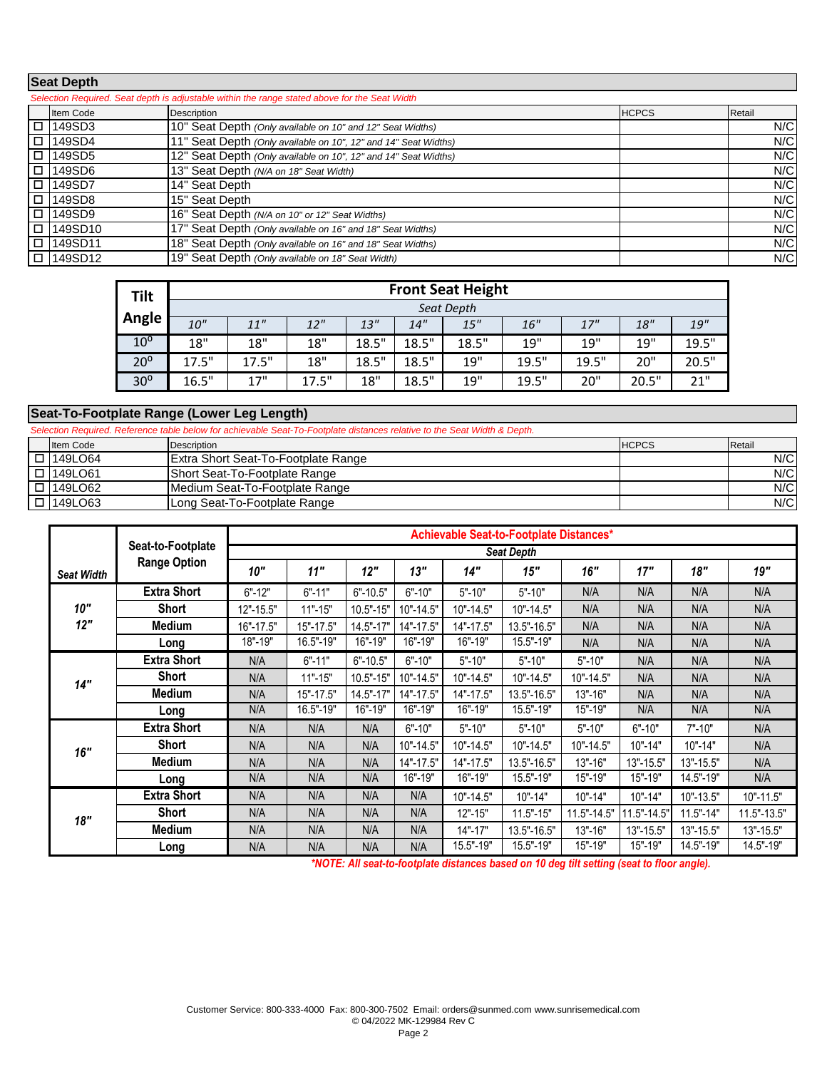## Seat Depth

*Selection Required. Seat depth is adjustable within the range stated above for the Seat Width*

| | Item Code | Description | HCPCS | Retail |
|---|---|---|---|---|
| ☐ | 149SD3 | 10" Seat Depth *(Only available on 10" and 12" Seat Widths)* | | N/C |
| ☐ | 149SD4 | 11" Seat Depth *(Only available on 10", 12" and 14" Seat Widths)* | | N/C |
| ☐ | 149SD5 | 12" Seat Depth *(Only available on 10", 12" and 14" Seat Widths)* | | N/C |
| ☐ | 149SD6 | 13" Seat Depth *(N/A on 18" Seat Width)* | | N/C |
| ☐ | 149SD7 | 14" Seat Depth | | N/C |
| ☐ | 149SD8 | 15" Seat Depth | | N/C |
| ☐ | 149SD9 | 16" Seat Depth *(N/A on 10" or 12" Seat Widths)* | | N/C |
| ☐ | 149SD10 | 17" Seat Depth *(Only available on 16" and 18" Seat Widths)* | | N/C |
| ☐ | 149SD11 | 18" Seat Depth *(Only available on 16" and 18" Seat Widths)* | | N/C |
| ☐ | 149SD12 | 19" Seat Depth *(Only available on 18" Seat Width)* | | N/C |

| Tilt Angle | Front Seat Height | | | | | | | | | |
|---|---|---|---|---|---|---|---|---|---|---|
| | *Seat Depth* | | | | | | | | | |
| | *10"* | *11"* | *12"* | *13"* | *14"* | *15"* | *16"* | *17"* | *18"* | *19"* |
| 10° | 18" | 18" | 18" | 18.5" | 18.5" | 18.5" | 19" | 19" | 19" | 19.5" |
| 20° | 17.5" | 17.5" | 18" | 18.5" | 18.5" | 19" | 19.5" | 19.5" | 20" | 20.5" |
| 30° | 16.5" | 17" | 17.5" | 18" | 18.5" | 19" | 19.5" | 20" | 20.5" | 21" |

## Seat-To-Footplate Range (Lower Leg Length)

*Selection Required. Reference table below for achievable Seat-To-Footplate distances relative to the Seat Width & Depth.*

| | Item Code | Description | HCPCS | Retail |
|---|---|---|---|---|
| ☐ | 149LO64 | Extra Short Seat-To-Footplate Range | | N/C |
| ☐ | 149LO61 | Short Seat-To-Footplate Range | | N/C |
| ☐ | 149LO62 | Medium Seat-To-Footplate Range | | N/C |
| ☐ | 149LO63 | Long Seat-To-Footplate Range | | N/C |

| Seat Width | Seat-to-Footplate Range Option | Achievable Seat-to-Footplate Distances* | | | | | | | | | |
|---|---|---|---|---|---|---|---|---|---|---|---|
| | | *Seat Depth* | | | | | | | | | |
| | | *10"* | *11"* | *12"* | *13"* | *14"* | *15"* | *16"* | *17"* | *18"* | *19"* |
| 10" 12" | Extra Short | 6"-12" | 6"-11" | 6"-10.5" | 6"-10" | 5"-10" | 5"-10" | N/A | N/A | N/A | N/A |
| | Short | 12"-15.5" | 11"-15" | 10.5"-15" | 10"-14.5" | 10"-14.5" | 10"-14.5" | N/A | N/A | N/A | N/A |
| | Medium | 16"-17.5" | 15"-17.5" | 14.5"-17" | 14"-17.5" | 14"-17.5" | 13.5"-16.5" | N/A | N/A | N/A | N/A |
| | Long | 18"-19" | 16.5"-19" | 16"-19" | 16"-19" | 16"-19" | 15.5"-19" | N/A | N/A | N/A | N/A |
| 14" | Extra Short | N/A | 6"-11" | 6"-10.5" | 6"-10" | 5"-10" | 5"-10" | 5"-10" | N/A | N/A | N/A |
| | Short | N/A | 11"-15" | 10.5"-15" | 10"-14.5" | 10"-14.5" | 10"-14.5" | 10"-14.5" | N/A | N/A | N/A |
| | Medium | N/A | 15"-17.5" | 14.5"-17" | 14"-17.5" | 14"-17.5" | 13.5"-16.5" | 13"-16" | N/A | N/A | N/A |
| | Long | N/A | 16.5"-19" | 16"-19" | 16"-19" | 16"-19" | 15.5"-19" | 15"-19" | N/A | N/A | N/A |
| 16" | Extra Short | N/A | N/A | N/A | 6"-10" | 5"-10" | 5"-10" | 5"-10" | 6"-10" | 7"-10" | N/A |
| | Short | N/A | N/A | N/A | 10"-14.5" | 10"-14.5" | 10"-14.5" | 10"-14.5" | 10"-14" | 10"-14" | N/A |
| | Medium | N/A | N/A | N/A | 14"-17.5" | 14"-17.5" | 13.5"-16.5" | 13"-16" | 13"-15.5" | 13"-15.5" | N/A |
| | Long | N/A | N/A | N/A | 16"-19" | 16"-19" | 15.5"-19" | 15"-19" | 15"-19" | 14.5"-19" | N/A |
| 18" | Extra Short | N/A | N/A | N/A | N/A | 10"-14.5" | 10"-14" | 10"-14" | 10"-14" | 10"-13.5" | 10"-11.5" |
| | Short | N/A | N/A | N/A | N/A | 12"-15" | 11.5"-15" | 11.5"-14.5" | 11.5"-14.5" | 11.5"-14" | 11.5"-13.5" |
| | Medium | N/A | N/A | N/A | N/A | 14"-17" | 13.5"-16.5" | 13"-16" | 13"-15.5" | 13"-15.5" | 13"-15.5" |
| | Long | N/A | N/A | N/A | N/A | 15.5"-19" | 15.5"-19" | 15"-19" | 15"-19" | 14.5"-19" | 14.5"-19" |

***NOTE: All seat-to-footplate distances based on 10 deg tilt setting (seat to floor angle).***

Customer Service: 800-333-4000 Fax: 800-300-7502 Email: orders@sunmed.com www.sunrisemedical.com
© 04/2022 MK-129984 Rev C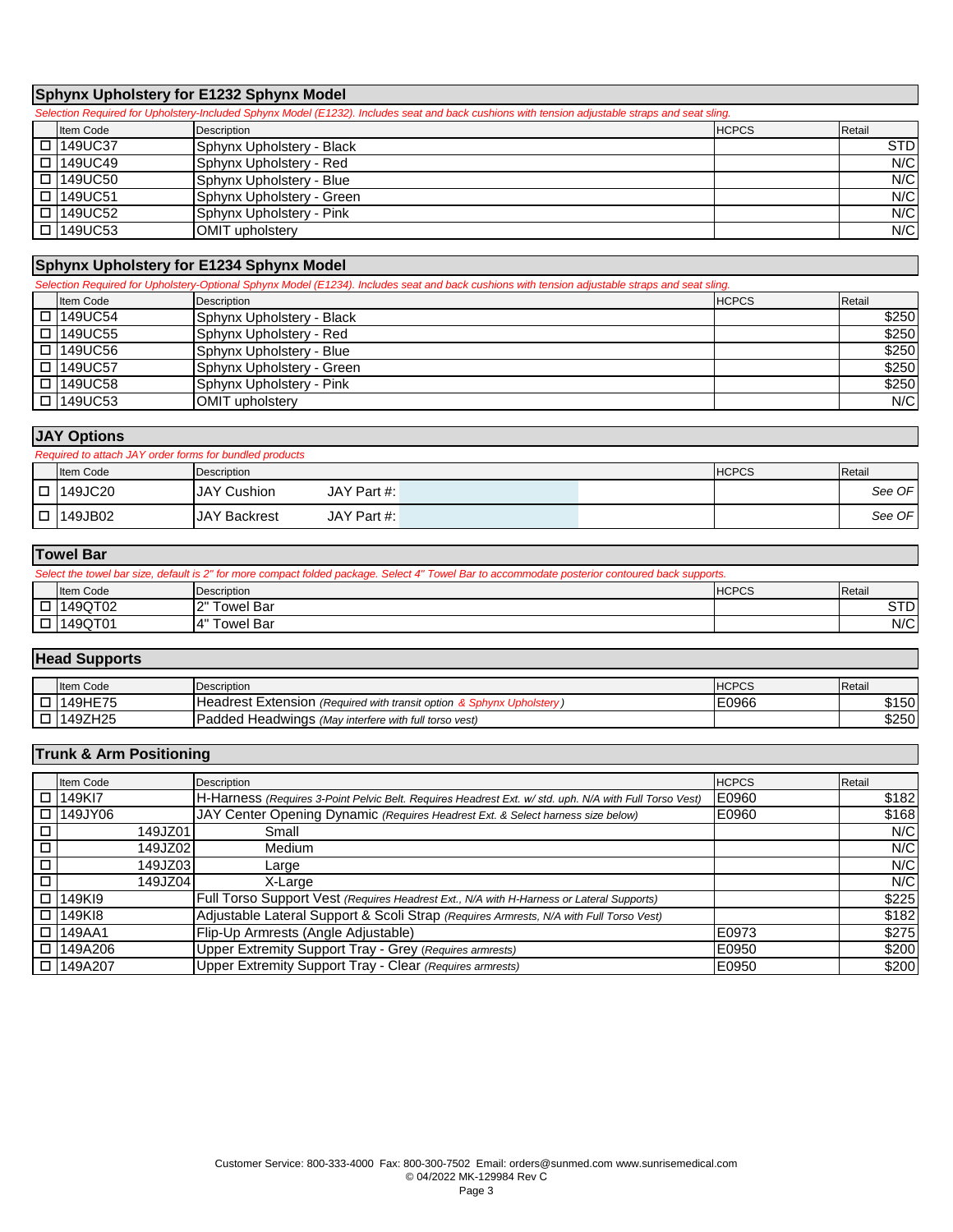## Sphynx Upholstery for E1232 Sphynx Model

*Selection Required for Upholstery-Included Sphynx Model (E1232). Includes seat and back cushions with tension adjustable straps and seat sling.*

| | Item Code | Description | HCPCS | Retail |
|---|---|---|---|---|
| ☐ | 149UC37 | Sphynx Upholstery - Black | | STD |
| ☐ | 149UC49 | Sphynx Upholstery - Red | | N/C |
| ☐ | 149UC50 | Sphynx Upholstery - Blue | | N/C |
| ☐ | 149UC51 | Sphynx Upholstery - Green | | N/C |
| ☐ | 149UC52 | Sphynx Upholstery - Pink | | N/C |
| ☐ | 149UC53 | OMIT upholstery | | N/C |

## Sphynx Upholstery for E1234 Sphynx Model

*Selection Required for Upholstery-Optional Sphynx Model (E1234). Includes seat and back cushions with tension adjustable straps and seat sling.*

| | Item Code | Description | HCPCS | Retail |
|---|---|---|---|---|
| ☐ | 149UC54 | Sphynx Upholstery - Black | | $250 |
| ☐ | 149UC55 | Sphynx Upholstery - Red | | $250 |
| ☐ | 149UC56 | Sphynx Upholstery - Blue | | $250 |
| ☐ | 149UC57 | Sphynx Upholstery - Green | | $250 |
| ☐ | 149UC58 | Sphynx Upholstery - Pink | | $250 |
| ☐ | 149UC53 | OMIT upholstery | | N/C |

## JAY Options

*Required to attach JAY order forms for bundled products*

| | Item Code | Description | HCPCS | Retail |
|---|---|---|---|---|
| ☐ | 149JC20 | JAY Cushion JAY Part #: | | *See OF* |
| ☐ | 149JB02 | JAY Backrest JAY Part #: | | *See OF* |

## Towel Bar

*Select the towel bar size, default is 2" for more compact folded package. Select 4" Towel Bar to accommodate posterior contoured back supports.*

| | Item Code | Description | HCPCS | Retail |
|---|---|---|---|---|
| ☐ | 149QT02 | 2" Towel Bar | | STD |
| ☐ | 149QT01 | 4" Towel Bar | | N/C |

## Head Supports

| | Item Code | Description | HCPCS | Retail |
|---|---|---|---|---|
| ☐ | 149HE75 | Headrest Extension *(Required with transit option & Sphynx Upholstery)* | E0966 | $150 |
| ☐ | 149ZH25 | Padded Headwings *(May interfere with full torso vest)* | | $250 |

## Trunk & Arm Positioning

| | Item Code | Description | HCPCS | Retail |
|---|---|---|---|---|
| ☐ | 149KI7 | H-Harness *(Requires 3-Point Pelvic Belt. Requires Headrest Ext. w/ std. uph. N/A with Full Torso Vest)* | E0960 | $182 |
| ☐ | 149JY06 | JAY Center Opening Dynamic *(Requires Headrest Ext. & Select harness size below)* | E0960 | $168 |
| ☐ | 149JZ01 | Small | | N/C |
| ☐ | 149JZ02 | Medium | | N/C |
| ☐ | 149JZ03 | Large | | N/C |
| ☐ | 149JZ04 | X-Large | | N/C |
| ☐ | 149KI9 | Full Torso Support Vest *(Requires Headrest Ext., N/A with H-Harness or Lateral Supports)* | | $225 |
| ☐ | 149KI8 | Adjustable Lateral Support & Scoli Strap *(Requires Armrests, N/A with Full Torso Vest)* | | $182 |
| ☐ | 149AA1 | Flip-Up Armrests (Angle Adjustable) | E0973 | $275 |
| ☐ | 149A206 | Upper Extremity Support Tray - Grey *(Requires armrests)* | E0950 | $200 |
| ☐ | 149A207 | Upper Extremity Support Tray - Clear *(Requires armrests)* | E0950 | $200 |

Customer Service: 800-333-4000 Fax: 800-300-7502 Email: orders@sunmed.com www.sunrisemedical.com
© 04/2022 MK-129984 Rev C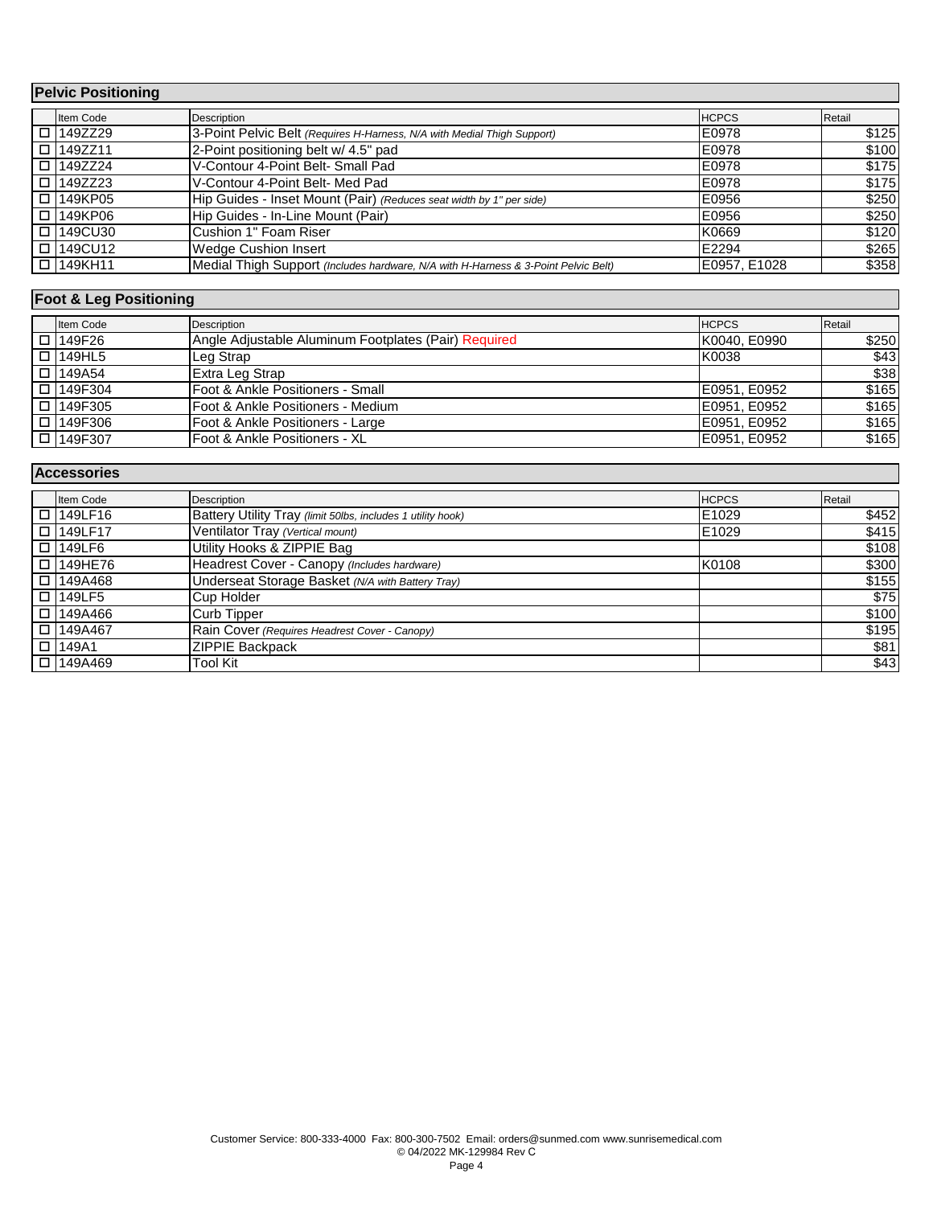## Pelvic Positioning

| | Item Code | Description | HCPCS | Retail |
|---|---|---|---|---|
| ☐ | 149ZZ29 | 3-Point Pelvic Belt *(Requires H-Harness, N/A with Medial Thigh Support)* | E0978 | $125 |
| ☐ | 149ZZ11 | 2-Point positioning belt w/ 4.5" pad | E0978 | $100 |
| ☐ | 149ZZ24 | V-Contour 4-Point Belt- Small Pad | E0978 | $175 |
| ☐ | 149ZZ23 | V-Contour 4-Point Belt- Med Pad | E0978 | $175 |
| ☐ | 149KP05 | Hip Guides - Inset Mount (Pair) *(Reduces seat width by 1" per side)* | E0956 | $250 |
| ☐ | 149KP06 | Hip Guides - In-Line Mount (Pair) | E0956 | $250 |
| ☐ | 149CU30 | Cushion 1" Foam Riser | K0669 | $120 |
| ☐ | 149CU12 | Wedge Cushion Insert | E2294 | $265 |
| ☐ | 149KH11 | Medial Thigh Support *(Includes hardware, N/A with H-Harness & 3-Point Pelvic Belt)* | E0957, E1028 | $358 |

## Foot & Leg Positioning

| | Item Code | Description | HCPCS | Retail |
|---|---|---|---|---|
| ☐ | 149F26 | Angle Adjustable Aluminum Footplates (Pair) Required | K0040, E0990 | $250 |
| ☐ | 149HL5 | Leg Strap | K0038 | $43 |
| ☐ | 149A54 | Extra Leg Strap | | $38 |
| ☐ | 149F304 | Foot & Ankle Positioners - Small | E0951, E0952 | $165 |
| ☐ | 149F305 | Foot & Ankle Positioners - Medium | E0951, E0952 | $165 |
| ☐ | 149F306 | Foot & Ankle Positioners - Large | E0951, E0952 | $165 |
| ☐ | 149F307 | Foot & Ankle Positioners - XL | E0951, E0952 | $165 |

## Accessories

| | Item Code | Description | HCPCS | Retail |
|---|---|---|---|---|
| ☐ | 149LF16 | Battery Utility Tray *(limit 50lbs, includes 1 utility hook)* | E1029 | $452 |
| ☐ | 149LF17 | Ventilator Tray *(Vertical mount)* | E1029 | $415 |
| ☐ | 149LF6 | Utility Hooks & ZIPPIE Bag | | $108 |
| ☐ | 149HE76 | Headrest Cover - Canopy *(Includes hardware)* | K0108 | $300 |
| ☐ | 149A468 | Underseat Storage Basket *(N/A with Battery Tray)* | | $155 |
| ☐ | 149LF5 | Cup Holder | | $75 |
| ☐ | 149A466 | Curb Tipper | | $100 |
| ☐ | 149A467 | Rain Cover *(Requires Headrest Cover - Canopy)* | | $195 |
| ☐ | 149A1 | ZIPPIE Backpack | | $81 |
| ☐ | 149A469 | Tool Kit | | $43 |

Customer Service: 800-333-4000 Fax: 800-300-7502 Email: orders@sunmed.com www.sunrisemedical.com
© 04/2022 MK-129984 Rev C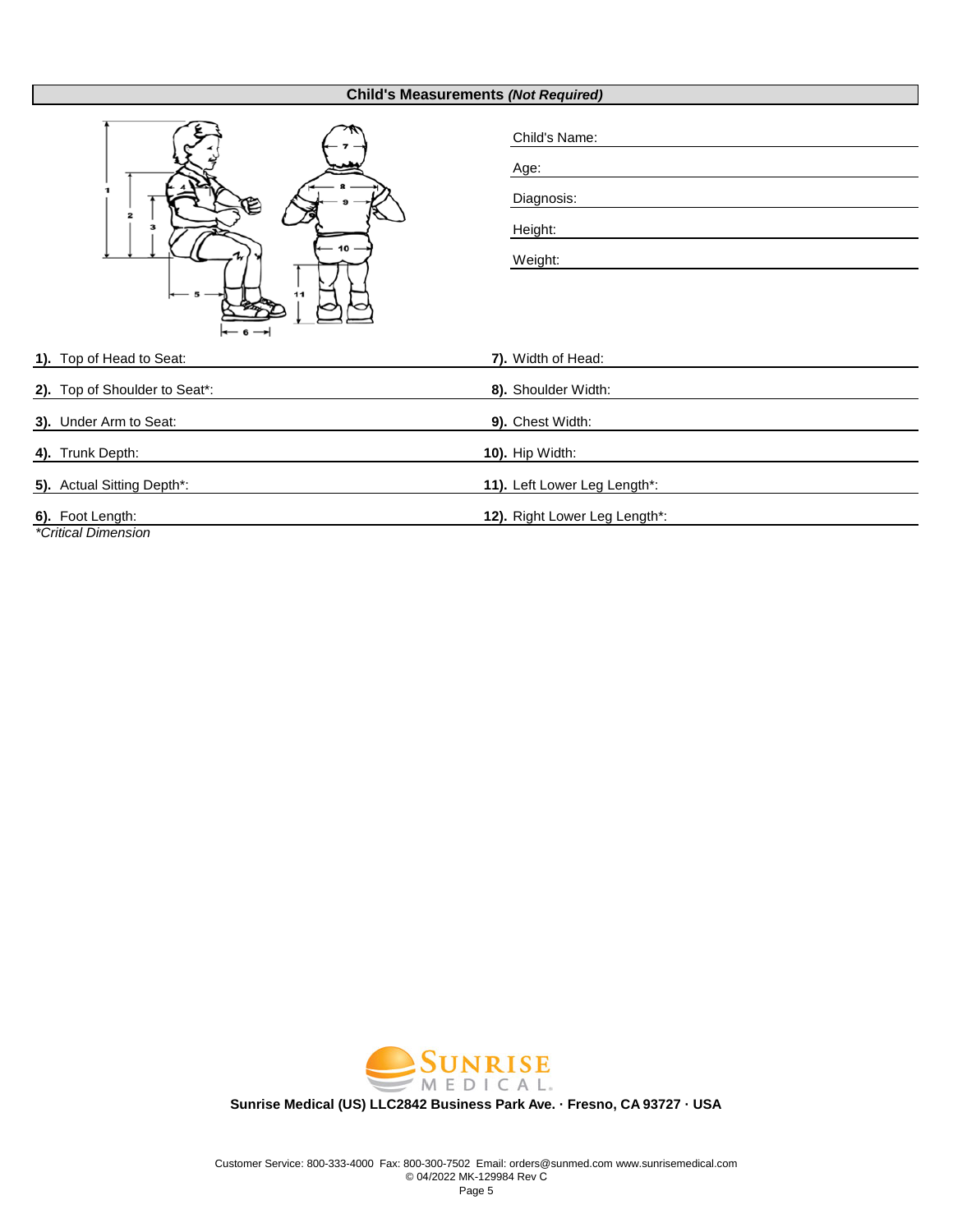## Child's Measurements *(Not Required)*

Child's Name:

Age:

Diagnosis:

Height:

Weight:

| | |
|---|---|
| **1).** Top of Head to Seat: | **7).** Width of Head: |
| **2).** Top of Shoulder to Seat*: | **8).** Shoulder Width: |
| **3).** Under Arm to Seat: | **9).** Chest Width: |
| **4).** Trunk Depth: | **10).** Hip Width: |
| **5).** Actual Sitting Depth*: | **11).** Left Lower Leg Length*: |
| **6).** Foot Length: | **12).** Right Lower Leg Length*: |

*\*Critical Dimension*

**Sunrise Medical (US) LLC2842 Business Park Ave. · Fresno, CA 93727 · USA**

Customer Service: 800-333-4000 Fax: 800-300-7502 Email: orders@sunmed.com www.sunrisemedical.com
© 04/2022 MK-129984 Rev C